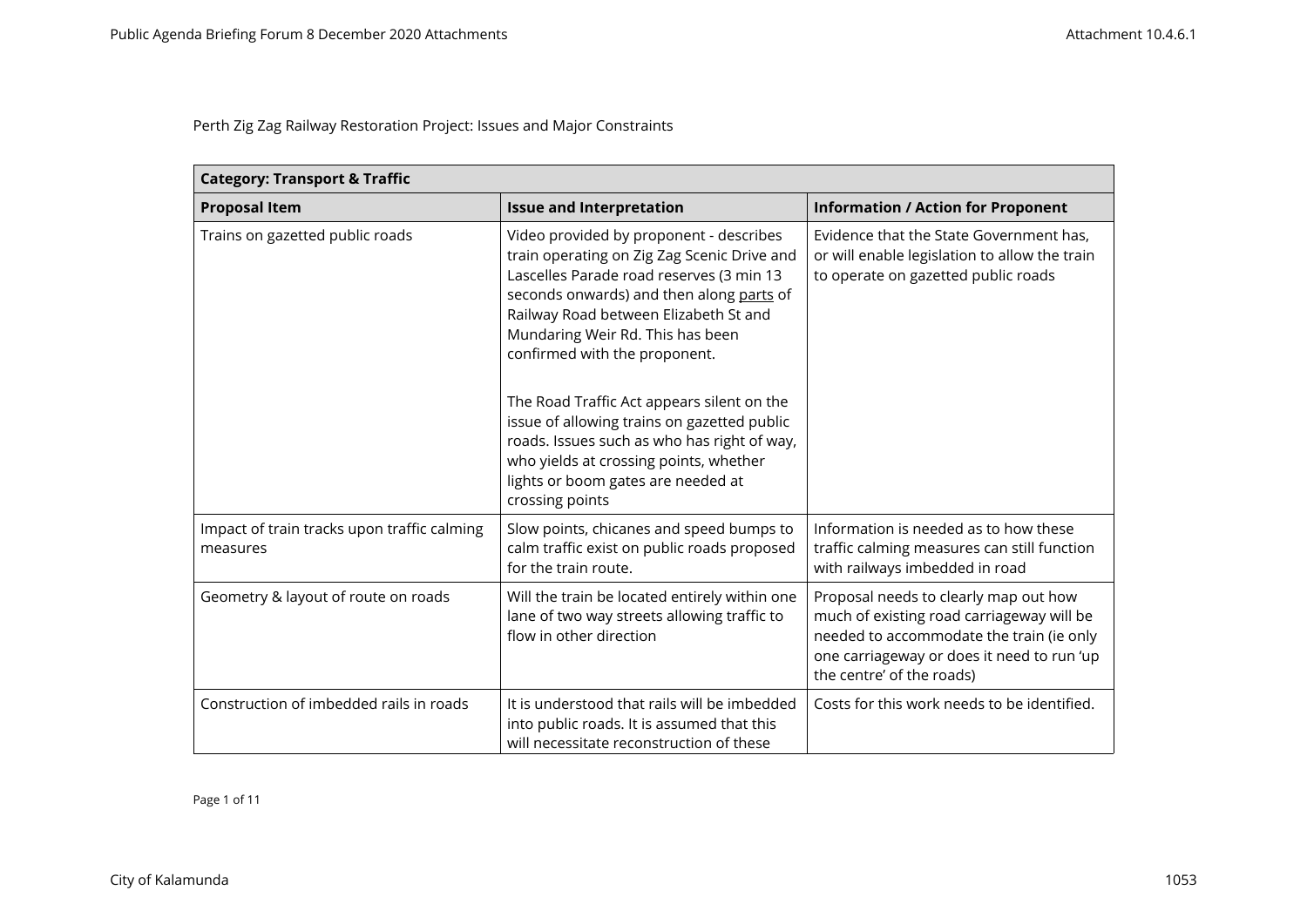Perth Zig Zag Railway Restoration Project: Issues and Major Constraints

| Category: Transport & Traffic | | |
|---|---|---|
| **Proposal Item** | **Issue and Interpretation** | **Information / Action for Proponent** |
| Trains on gazetted public roads | Video provided by proponent - describes train operating on Zig Zag Scenic Drive and Lascelles Parade road reserves (3 min 13 seconds onwards) and then along parts of Railway Road between Elizabeth St and Mundaring Weir Rd. This has been confirmed with the proponent.<br><br>The Road Traffic Act appears silent on the issue of allowing trains on gazetted public roads. Issues such as who has right of way, who yields at crossing points, whether lights or boom gates are needed at crossing points | Evidence that the State Government has, or will enable legislation to allow the train to operate on gazetted public roads |
| Impact of train tracks upon traffic calming measures | Slow points, chicanes and speed bumps to calm traffic exist on public roads proposed for the train route. | Information is needed as to how these traffic calming measures can still function with railways imbedded in road |
| Geometry & layout of route on roads | Will the train be located entirely within one lane of two way streets allowing traffic to flow in other direction | Proposal needs to clearly map out how much of existing road carriageway will be needed to accommodate the train (ie only one carriageway or does it need to run 'up the centre' of the roads) |
| Construction of imbedded rails in roads | It is understood that rails will be imbedded into public roads. It is assumed that this will necessitate reconstruction of these | Costs for this work needs to be identified. |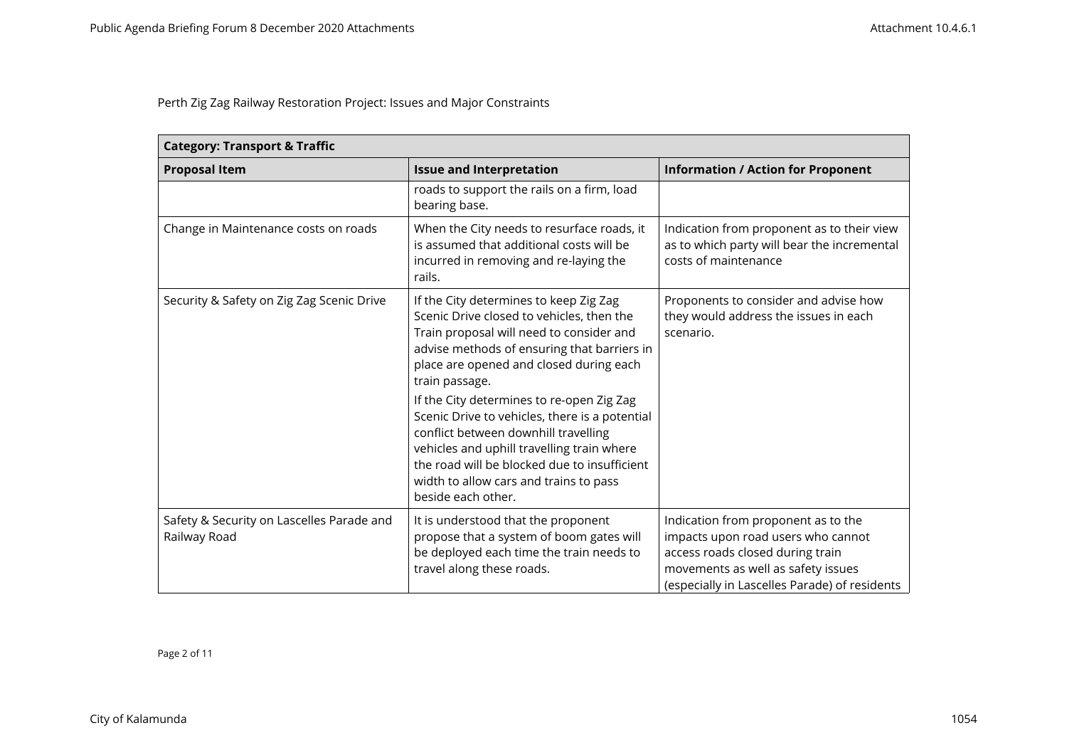Perth Zig Zag Railway Restoration Project: Issues and Major Constraints

| Category: Transport & Traffic | | |
|---|---|---|
| **Proposal Item** | **Issue and Interpretation** | **Information / Action for Proponent** |
| | roads to support the rails on a firm, load bearing base. | |
| Change in Maintenance costs on roads | When the City needs to resurface roads, it is assumed that additional costs will be incurred in removing and re-laying the rails. | Indication from proponent as to their view as to which party will bear the incremental costs of maintenance |
| Security & Safety on Zig Zag Scenic Drive | If the City determines to keep Zig Zag Scenic Drive closed to vehicles, then the Train proposal will need to consider and advise methods of ensuring that barriers in place are opened and closed during each train passage.<br><br>If the City determines to re-open Zig Zag Scenic Drive to vehicles, there is a potential conflict between downhill travelling vehicles and uphill travelling train where the road will be blocked due to insufficient width to allow cars and trains to pass beside each other. | Proponents to consider and advise how they would address the issues in each scenario. |
| Safety & Security on Lascelles Parade and Railway Road | It is understood that the proponent propose that a system of boom gates will be deployed each time the train needs to travel along these roads. | Indication from proponent as to the impacts upon road users who cannot access roads closed during train movements as well as safety issues (especially in Lascelles Parade) of residents |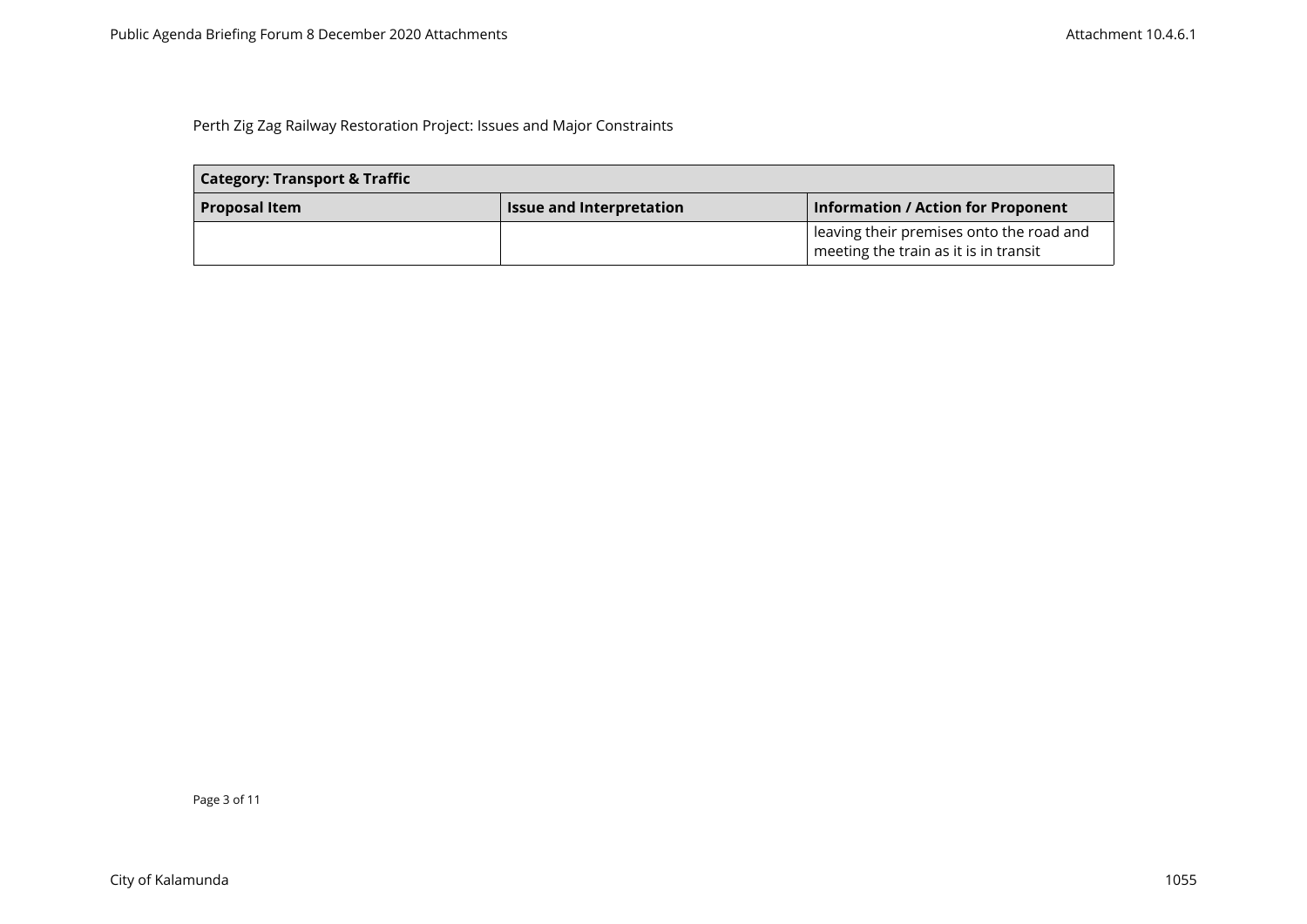Perth Zig Zag Railway Restoration Project: Issues and Major Constraints

| Category: Transport & Traffic | | |
|---|---|---|
| **Proposal Item** | **Issue and Interpretation** | **Information / Action for Proponent** |
| | | leaving their premises onto the road and meeting the train as it is in transit |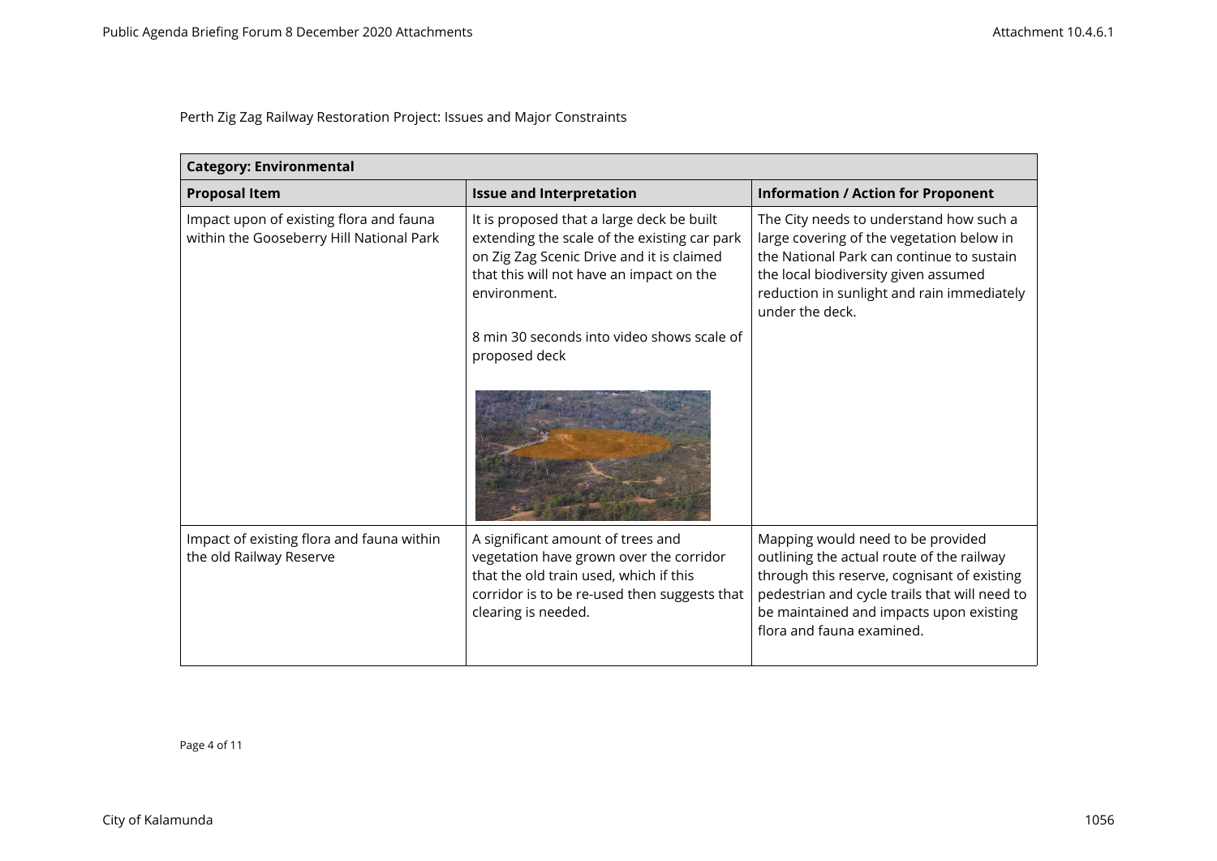Perth Zig Zag Railway Restoration Project: Issues and Major Constraints

| Category: Environmental | | |
|---|---|---|
| **Proposal Item** | **Issue and Interpretation** | **Information / Action for Proponent** |
| Impact upon of existing flora and fauna within the Gooseberry Hill National Park | It is proposed that a large deck be built extending the scale of the existing car park on Zig Zag Scenic Drive and it is claimed that this will not have an impact on the environment.<br><br>8 min 30 seconds into video shows scale of proposed deck | The City needs to understand how such a large covering of the vegetation below in the National Park can continue to sustain the local biodiversity given assumed reduction in sunlight and rain immediately under the deck. |
| Impact of existing flora and fauna within the old Railway Reserve | A significant amount of trees and vegetation have grown over the corridor that the old train used, which if this corridor is to be re-used then suggests that clearing is needed. | Mapping would need to be provided outlining the actual route of the railway through this reserve, cognisant of existing pedestrian and cycle trails that will need to be maintained and impacts upon existing flora and fauna examined. |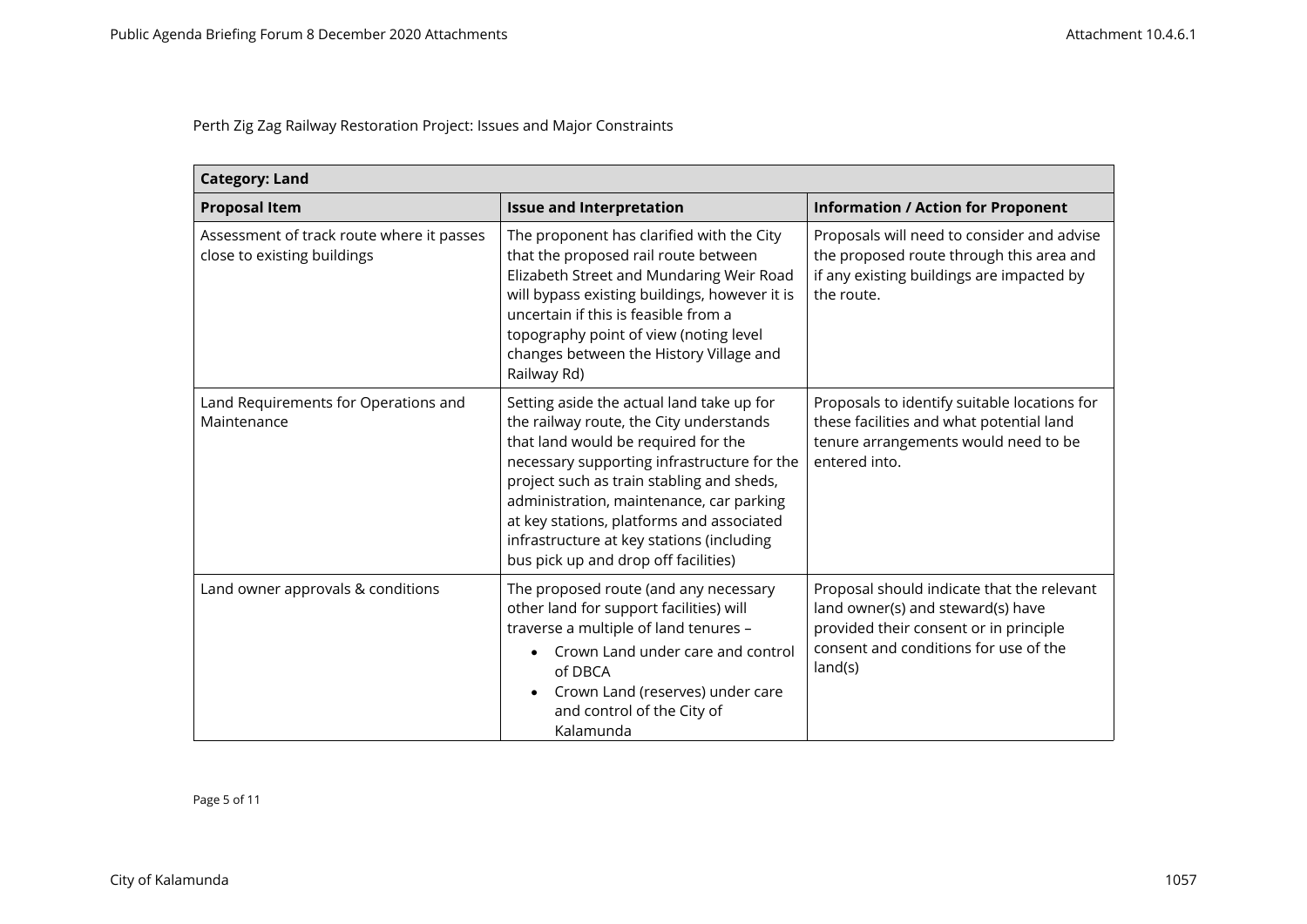Perth Zig Zag Railway Restoration Project: Issues and Major Constraints

| **Category: Land** | | |
|---|---|---|
| **Proposal Item** | **Issue and Interpretation** | **Information / Action for Proponent** |
| Assessment of track route where it passes close to existing buildings | The proponent has clarified with the City that the proposed rail route between Elizabeth Street and Mundaring Weir Road will bypass existing buildings, however it is uncertain if this is feasible from a topography point of view (noting level changes between the History Village and Railway Rd) | Proposals will need to consider and advise the proposed route through this area and if any existing buildings are impacted by the route. |
| Land Requirements for Operations and Maintenance | Setting aside the actual land take up for the railway route, the City understands that land would be required for the necessary supporting infrastructure for the project such as train stabling and sheds, administration, maintenance, car parking at key stations, platforms and associated infrastructure at key stations (including bus pick up and drop off facilities) | Proposals to identify suitable locations for these facilities and what potential land tenure arrangements would need to be entered into. |
| Land owner approvals & conditions | The proposed route (and any necessary other land for support facilities) will traverse a multiple of land tenures – <br>• Crown Land under care and control of DBCA <br>• Crown Land (reserves) under care and control of the City of Kalamunda | Proposal should indicate that the relevant land owner(s) and steward(s) have provided their consent or in principle consent and conditions for use of the land(s) |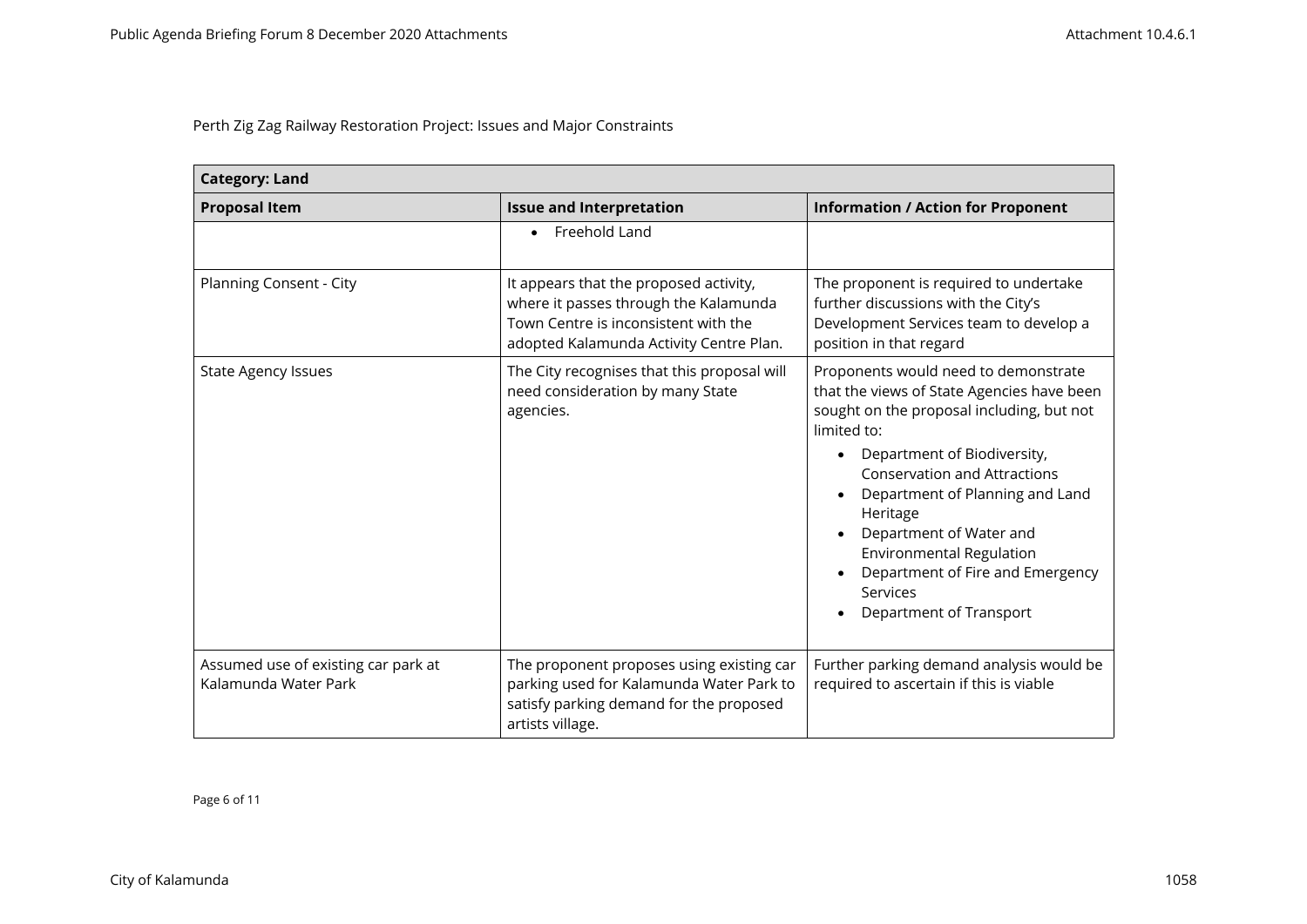Perth Zig Zag Railway Restoration Project: Issues and Major Constraints

| Category: Land | | |
|---|---|---|
| **Proposal Item** | **Issue and Interpretation** | **Information / Action for Proponent** |
| | • Freehold Land | |
| Planning Consent - City | It appears that the proposed activity, where it passes through the Kalamunda Town Centre is inconsistent with the adopted Kalamunda Activity Centre Plan. | The proponent is required to undertake further discussions with the City's Development Services team to develop a position in that regard |
| State Agency Issues | The City recognises that this proposal will need consideration by many State agencies. | Proponents would need to demonstrate that the views of State Agencies have been sought on the proposal including, but not limited to:<br>• Department of Biodiversity, Conservation and Attractions<br>• Department of Planning and Land Heritage<br>• Department of Water and Environmental Regulation<br>• Department of Fire and Emergency Services<br>• Department of Transport |
| Assumed use of existing car park at Kalamunda Water Park | The proponent proposes using existing car parking used for Kalamunda Water Park to satisfy parking demand for the proposed artists village. | Further parking demand analysis would be required to ascertain if this is viable |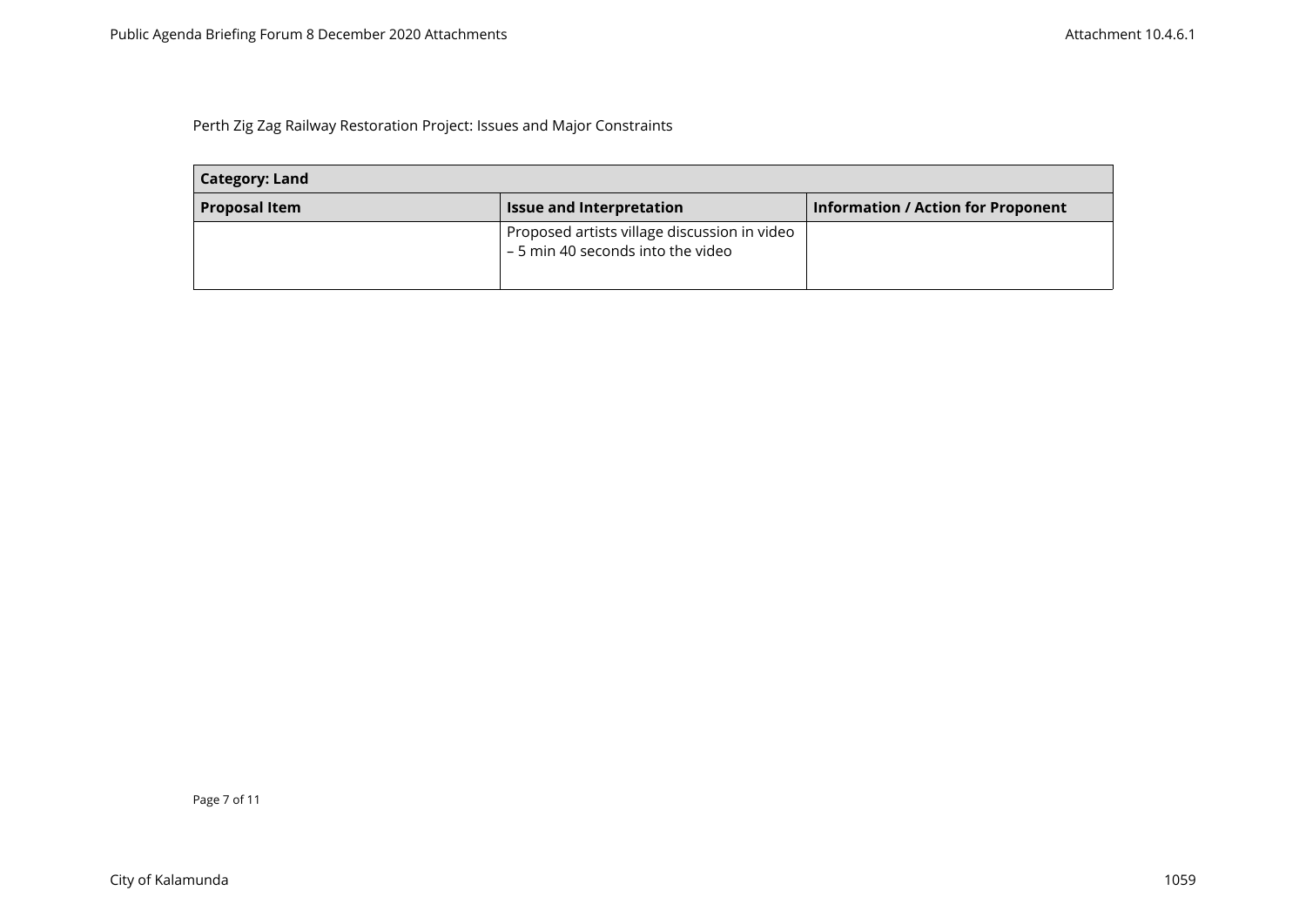Perth Zig Zag Railway Restoration Project: Issues and Major Constraints

| Category: Land | | |
|---|---|---|
| **Proposal Item** | **Issue and Interpretation** | **Information / Action for Proponent** |
| | Proposed artists village discussion in video – 5 min 40 seconds into the video | |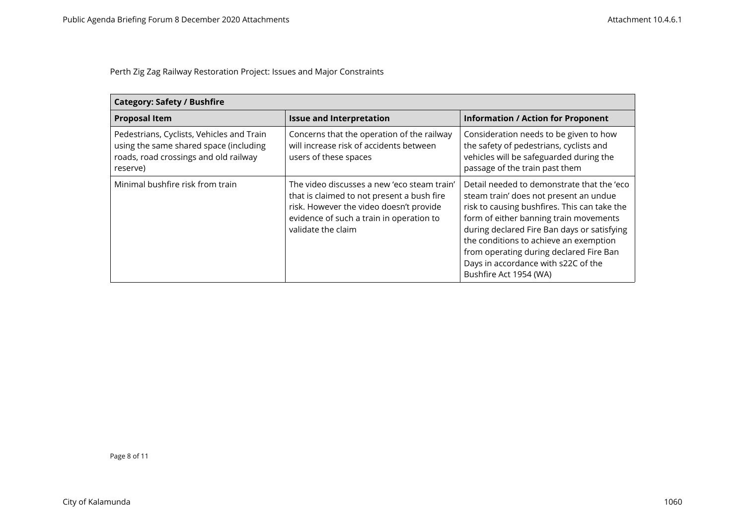Perth Zig Zag Railway Restoration Project: Issues and Major Constraints

| **Category: Safety / Bushfire** | | |
|---|---|---|
| **Proposal Item** | **Issue and Interpretation** | **Information / Action for Proponent** |
| Pedestrians, Cyclists, Vehicles and Train using the same shared space (including roads, road crossings and old railway reserve) | Concerns that the operation of the railway will increase risk of accidents between users of these spaces | Consideration needs to be given to how the safety of pedestrians, cyclists and vehicles will be safeguarded during the passage of the train past them |
| Minimal bushfire risk from train | The video discusses a new 'eco steam train' that is claimed to not present a bush fire risk. However the video doesn't provide evidence of such a train in operation to validate the claim | Detail needed to demonstrate that the 'eco steam train' does not present an undue risk to causing bushfires. This can take the form of either banning train movements during declared Fire Ban days or satisfying the conditions to achieve an exemption from operating during declared Fire Ban Days in accordance with s22C of the Bushfire Act 1954 (WA) |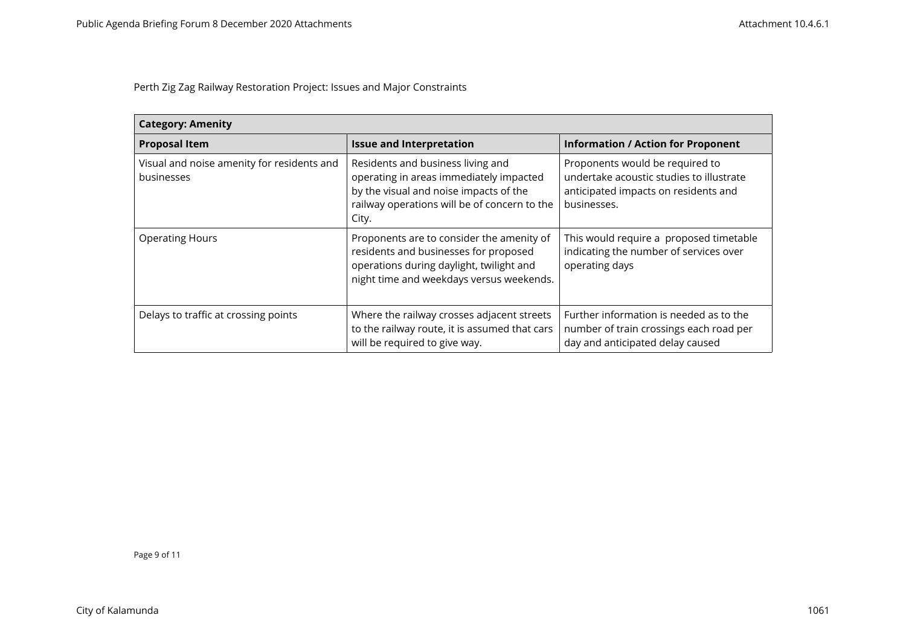Perth Zig Zag Railway Restoration Project: Issues and Major Constraints

| **Category: Amenity** | | |
|---|---|---|
| **Proposal Item** | **Issue and Interpretation** | **Information / Action for Proponent** |
| Visual and noise amenity for residents and businesses | Residents and business living and operating in areas immediately impacted by the visual and noise impacts of the railway operations will be of concern to the City. | Proponents would be required to undertake acoustic studies to illustrate anticipated impacts on residents and businesses. |
| Operating Hours | Proponents are to consider the amenity of residents and businesses for proposed operations during daylight, twilight and night time and weekdays versus weekends. | This would require a proposed timetable indicating the number of services over operating days |
| Delays to traffic at crossing points | Where the railway crosses adjacent streets to the railway route, it is assumed that cars will be required to give way. | Further information is needed as to the number of train crossings each road per day and anticipated delay caused |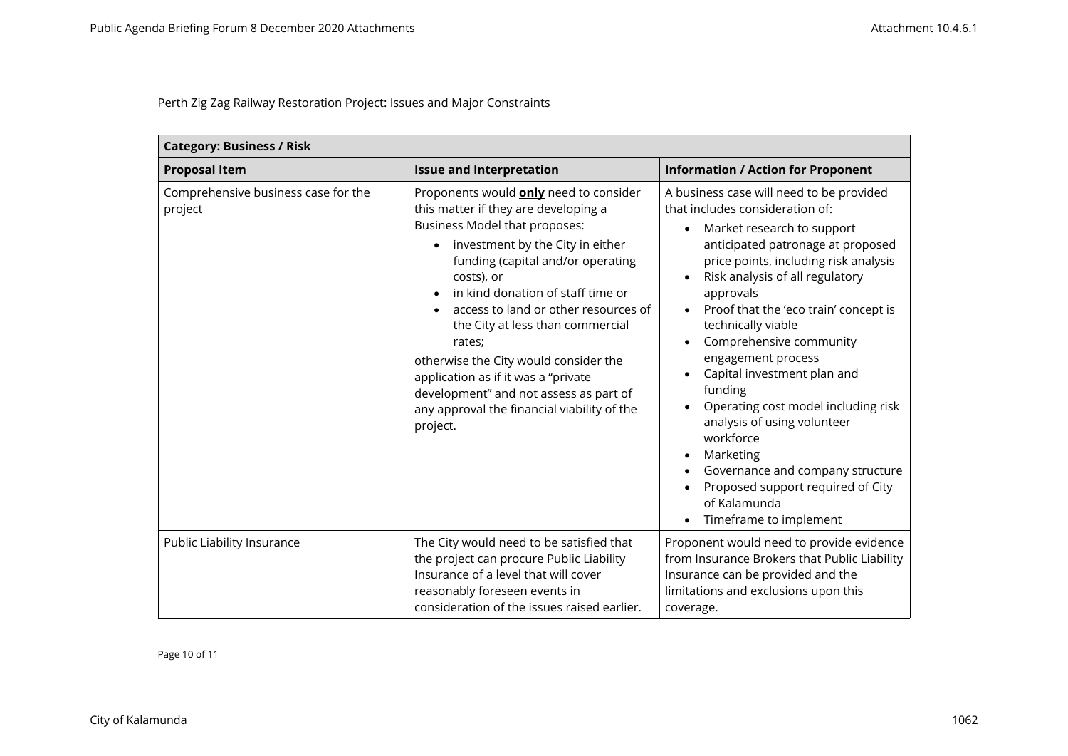Perth Zig Zag Railway Restoration Project: Issues and Major Constraints

| **Category: Business / Risk** | | |
|---|---|---|
| **Proposal Item** | **Issue and Interpretation** | **Information / Action for Proponent** |
| Comprehensive business case for the project | Proponents would **<u>only</u>** need to consider this matter if they are developing a Business Model that proposes:<br>• investment by the City in either funding (capital and/or operating costs), or<br>• in kind donation of staff time or<br>• access to land or other resources of the City at less than commercial rates;<br>otherwise the City would consider the application as if it was a "private development" and not assess as part of any approval the financial viability of the project. | A business case will need to be provided that includes consideration of:<br>• Market research to support anticipated patronage at proposed price points, including risk analysis<br>• Risk analysis of all regulatory approvals<br>• Proof that the 'eco train' concept is technically viable<br>• Comprehensive community engagement process<br>• Capital investment plan and funding<br>• Operating cost model including risk analysis of using volunteer workforce<br>• Marketing<br>• Governance and company structure<br>• Proposed support required of City of Kalamunda<br>• Timeframe to implement |
| Public Liability Insurance | The City would need to be satisfied that the project can procure Public Liability Insurance of a level that will cover reasonably foreseen events in consideration of the issues raised earlier. | Proponent would need to provide evidence from Insurance Brokers that Public Liability Insurance can be provided and the limitations and exclusions upon this coverage. |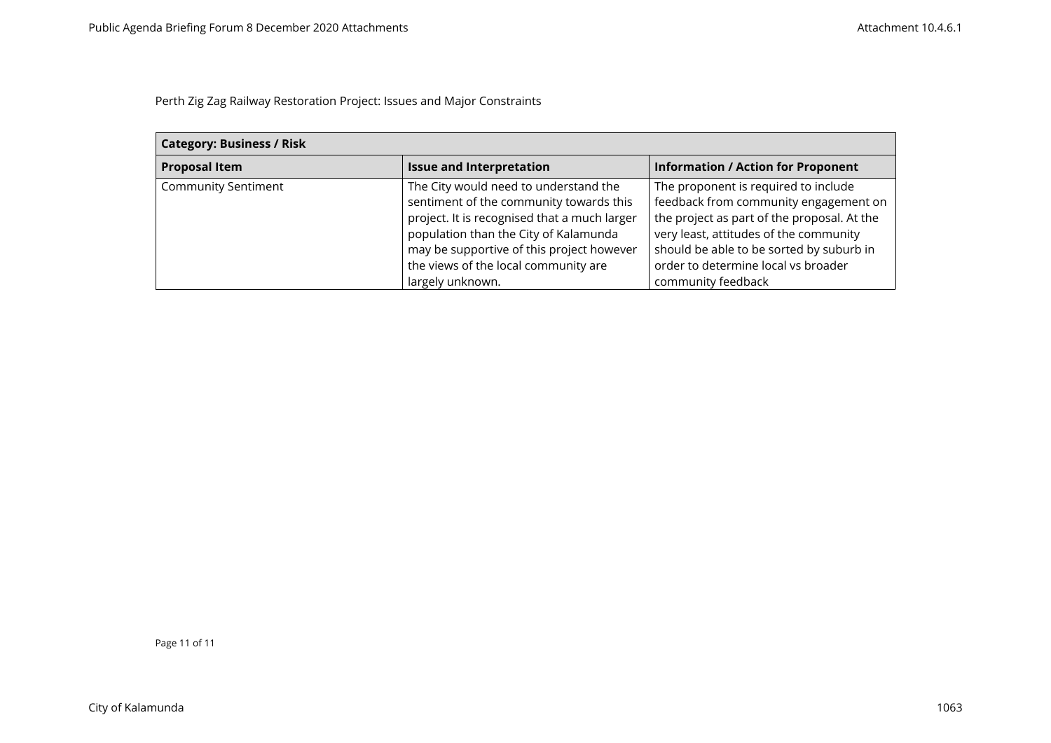Perth Zig Zag Railway Restoration Project: Issues and Major Constraints

| Category: Business / Risk | | |
|---|---|---|
| **Proposal Item** | **Issue and Interpretation** | **Information / Action for Proponent** |
| Community Sentiment | The City would need to understand the sentiment of the community towards this project. It is recognised that a much larger population than the City of Kalamunda may be supportive of this project however the views of the local community are largely unknown. | The proponent is required to include feedback from community engagement on the project as part of the proposal. At the very least, attitudes of the community should be able to be sorted by suburb in order to determine local vs broader community feedback |